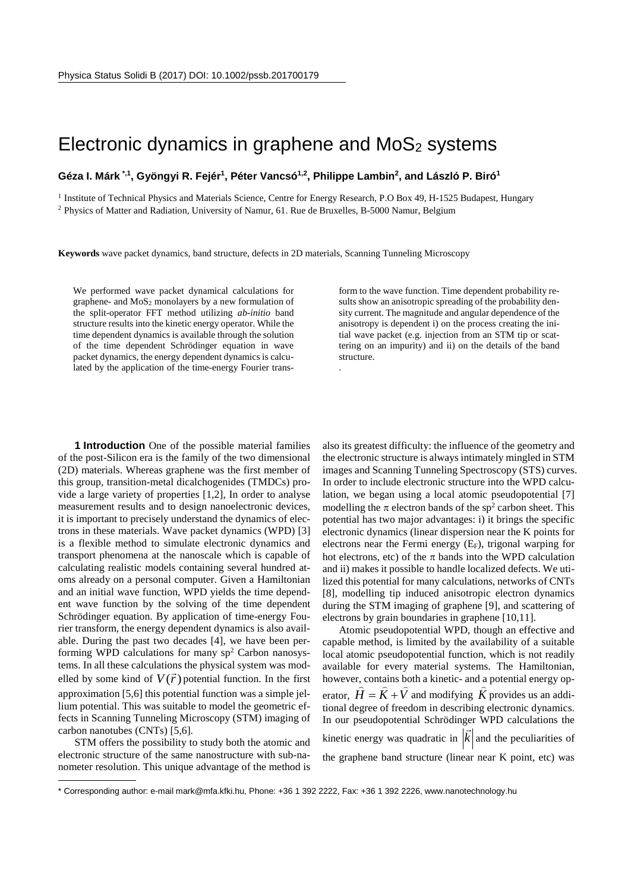# Electronic dynamics in graphene and $MoS_2$ systems

**Géza I. Márk [*,1], Gyöngyi R. Fejér[1], Péter Vancsó[1,2], Philippe Lambin[2], and László P. Biró[1]**

[1] Institute of Technical Physics and Materials Science, Centre for Energy Research, P.O Box 49, H-1525 Budapest, Hungary

[2] Physics of Matter and Radiation, University of Namur, 61. Rue de Bruxelles, B-5000 Namur, Belgium

**Keywords** wave packet dynamics, band structure, defects in 2D materials, Scanning Tunneling Microscopy

We performed wave packet dynamical calculations for graphene- and $MoS_2$ monolayers by a new formulation of the split-operator FFT method utilizing *ab-initio* band structure results into the kinetic energy operator. While the time dependent dynamics is available through the solution of the time dependent Schrödinger equation in wave packet dynamics, the energy dependent dynamics is calculated by the application of the time-energy Fourier transform to the wave function. Time dependent probability results show an anisotropic spreading of the probability density current. The magnitude and angular dependence of the anisotropy is dependent i) on the process creating the initial wave packet (e.g. injection from an STM tip or scattering on an impurity) and ii) on the details of the band structure.

**1 Introduction** One of the possible material families of the post-Silicon era is the family of the two dimensional (2D) materials. Whereas graphene was the first member of this group, transition-metal dicalchogenides (TMDCs) provide a large variety of properties [1,2], In order to analyse measurement results and to design nanoelectronic devices, it is important to precisely understand the dynamics of electrons in these materials. Wave packet dynamics (WPD) [3] is a flexible method to simulate electronic dynamics and transport phenomena at the nanoscale which is capable of calculating realistic models containing several hundred atoms already on a personal computer. Given a Hamiltonian and an initial wave function, WPD yields the time dependent wave function by the solving of the time dependent Schrödinger equation. By application of time-energy Fourier transform, the energy dependent dynamics is also available. During the past two decades [4], we have been performing WPD calculations for many $sp^2$ Carbon nanosystems. In all these calculations the physical system was modelled by some kind of $V(\vec{r})$ potential function. In the first approximation [5,6] this potential function was a simple jellium potential. This was suitable to model the geometric effects in Scanning Tunneling Microscopy (STM) imaging of carbon nanotubes (CNTs) [5,6].

STM offers the possibility to study both the atomic and electronic structure of the same nanostructure with sub-nanometer resolution. This unique advantage of the method is also its greatest difficulty: the influence of the geometry and the electronic structure is always intimately mingled in STM images and Scanning Tunneling Spectroscopy (STS) curves. In order to include electronic structure into the WPD calculation, we began using a local atomic pseudopotential [7] modelling the π electron bands of the $sp^2$ carbon sheet. This potential has two major advantages: i) it brings the specific electronic dynamics (linear dispersion near the K points for electrons near the Fermi energy ($E_F$), trigonal warping for hot electrons, etc) of the π bands into the WPD calculation and ii) makes it possible to handle localized defects. We utilized this potential for many calculations, networks of CNTs [8], modelling tip induced anisotropic electron dynamics during the STM imaging of graphene [9], and scattering of electrons by grain boundaries in graphene [10,11].

Atomic pseudopotential WPD, though an effective and capable method, is limited by the availability of a suitable local atomic pseudopotential function, which is not readily available for every material systems. The Hamiltonian, however, contains both a kinetic- and a potential energy operator, $\hat{H} = \hat{K} + \hat{V}$ and modifying $\hat{K}$ provides us an additional degree of freedom in describing electronic dynamics. In our pseudopotential Schrödinger WPD calculations the kinetic energy was quadratic in $|\vec{k}|$ and the peculiarities of the graphene band structure (linear near K point, etc) was

\* Corresponding author: e-mail mark@mfa.kfki.hu, Phone: +36 1 392 2222, Fax: +36 1 392 2226, www.nanotechnology.hu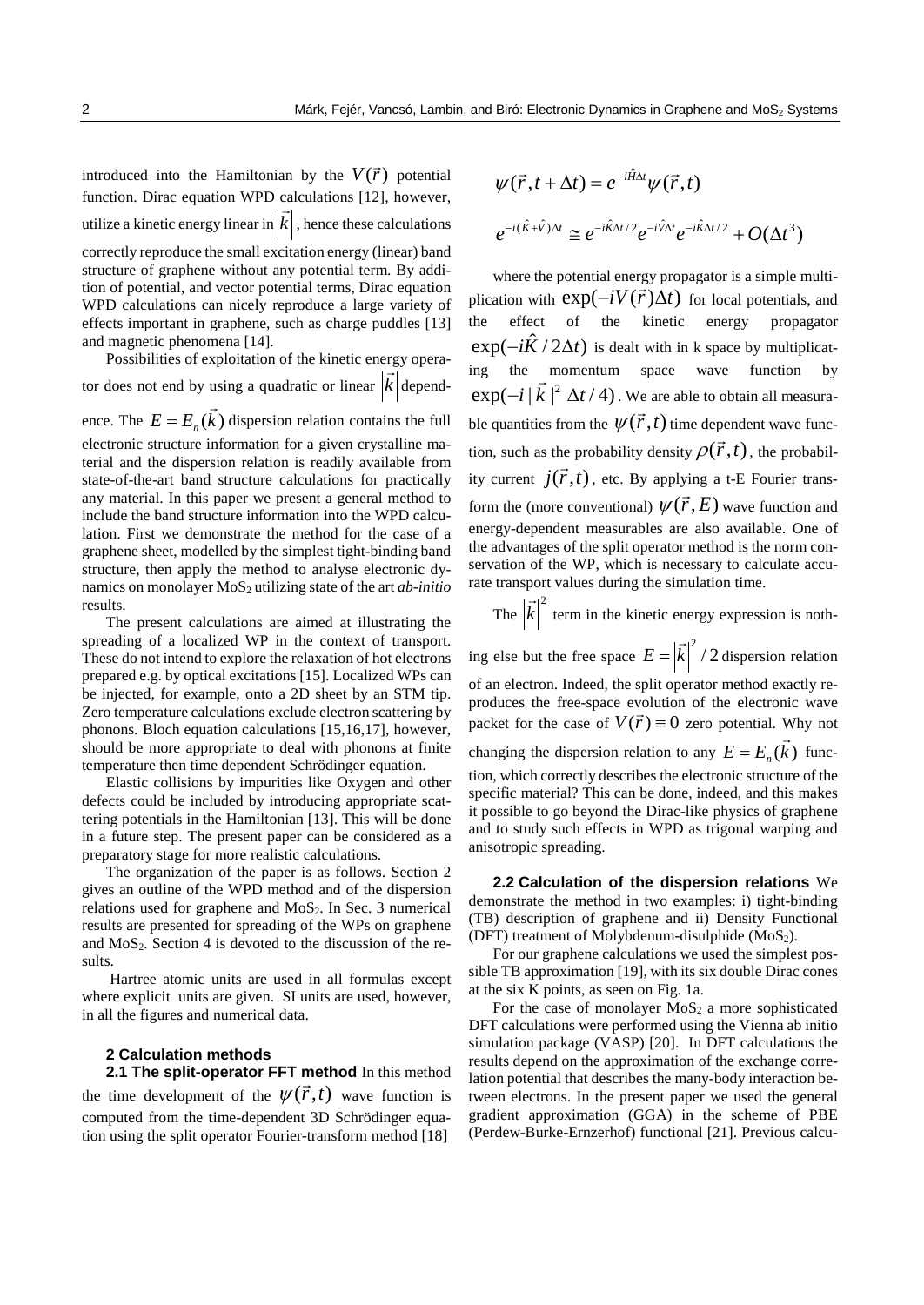introduced into the Hamiltonian by the $V(\vec{r})$ potential function. Dirac equation WPD calculations [12], however, utilize a kinetic energy linear in $|\vec{k}|$, hence these calculations correctly reproduce the small excitation energy (linear) band structure of graphene without any potential term. By addition of potential, and vector potential terms, Dirac equation WPD calculations can nicely reproduce a large variety of effects important in graphene, such as charge puddles [13] and magnetic phenomena [14].

Possibilities of exploitation of the kinetic energy operator does not end by using a quadratic or linear $|\vec{k}|$ dependence. The $E = E_n(\vec{k})$ dispersion relation contains the full electronic structure information for a given crystalline material and the dispersion relation is readily available from state-of-the-art band structure calculations for practically any material. In this paper we present a general method to include the band structure information into the WPD calculation. First we demonstrate the method for the case of a graphene sheet, modelled by the simplest tight-binding band structure, then apply the method to analyse electronic dynamics on monolayer $MoS_2$ utilizing state of the art *ab-initio* results.

The present calculations are aimed at illustrating the spreading of a localized WP in the context of transport. These do not intend to explore the relaxation of hot electrons prepared e.g. by optical excitations [15]. Localized WPs can be injected, for example, onto a 2D sheet by an STM tip. Zero temperature calculations exclude electron scattering by phonons. Bloch equation calculations [15,16,17], however, should be more appropriate to deal with phonons at finite temperature then time dependent Schrödinger equation.

Elastic collisions by impurities like Oxygen and other defects could be included by introducing appropriate scattering potentials in the Hamiltonian [13]. This will be done in a future step. The present paper can be considered as a preparatory stage for more realistic calculations.

The organization of the paper is as follows. Section 2 gives an outline of the WPD method and of the dispersion relations used for graphene and $MoS_2$. In Sec. 3 numerical results are presented for spreading of the WPs on graphene and $MoS_2$. Section 4 is devoted to the discussion of the results.

Hartree atomic units are used in all formulas except where explicit units are given. SI units are used, however, in all the figures and numerical data.

## 2 Calculation methods

**2.1 The split-operator FFT method** In this method the time development of the $\psi(\vec{r},t)$ wave function is computed from the time-dependent 3D Schrödinger equation using the split operator Fourier-transform method [18]

$$\psi(\vec{r},t+\Delta t) = e^{-i\hat{H}\Delta t}\psi(\vec{r},t)$$

$$e^{-i(\hat{K}+\hat{V})\Delta t} \cong e^{-i\hat{K}\Delta t/2}e^{-i\hat{V}\Delta t}e^{-i\hat{K}\Delta t/2} + O(\Delta t^3)$$

where the potential energy propagator is a simple multiplication with $\exp(-iV(\vec{r})\Delta t)$ for local potentials, and the effect of the kinetic energy propagator $\exp(-i\hat{K}/2\Delta t)$ is dealt with in k space by multiplicating the momentum space wave function by $\exp(-i|\vec{k}|^2 \Delta t/4)$. We are able to obtain all measurable quantities from the $\psi(\vec{r},t)$ time dependent wave function, such as the probability density $\rho(\vec{r},t)$, the probability current $j(\vec{r},t)$, etc. By applying a t-E Fourier transform the (more conventional) $\psi(\vec{r},E)$ wave function and energy-dependent measurables are also available. One of the advantages of the split operator method is the norm conservation of the WP, which is necessary to calculate accurate transport values during the simulation time.

The $|\vec{k}|^2$ term in the kinetic energy expression is nothing else but the free space $E = |\vec{k}|^2/2$ dispersion relation of an electron. Indeed, the split operator method exactly reproduces the free-space evolution of the electronic wave packet for the case of $V(\vec{r}) \equiv 0$ zero potential. Why not changing the dispersion relation to any $E = E_n(\vec{k})$ function, which correctly describes the electronic structure of the specific material? This can be done, indeed, and this makes it possible to go beyond the Dirac-like physics of graphene and to study such effects in WPD as trigonal warping and anisotropic spreading.

**2.2 Calculation of the dispersion relations** We demonstrate the method in two examples: i) tight-binding (TB) description of graphene and ii) Density Functional (DFT) treatment of Molybdenum-disulphide ($MoS_2$).

For our graphene calculations we used the simplest possible TB approximation [19], with its six double Dirac cones at the six K points, as seen on Fig. 1a.

For the case of monolayer $MoS_2$ a more sophisticated DFT calculations were performed using the Vienna ab initio simulation package (VASP) [20]. In DFT calculations the results depend on the approximation of the exchange correlation potential that describes the many-body interaction between electrons. In the present paper we used the general gradient approximation (GGA) in the scheme of PBE (Perdew-Burke-Ernzerhof) functional [21]. Previous calcu-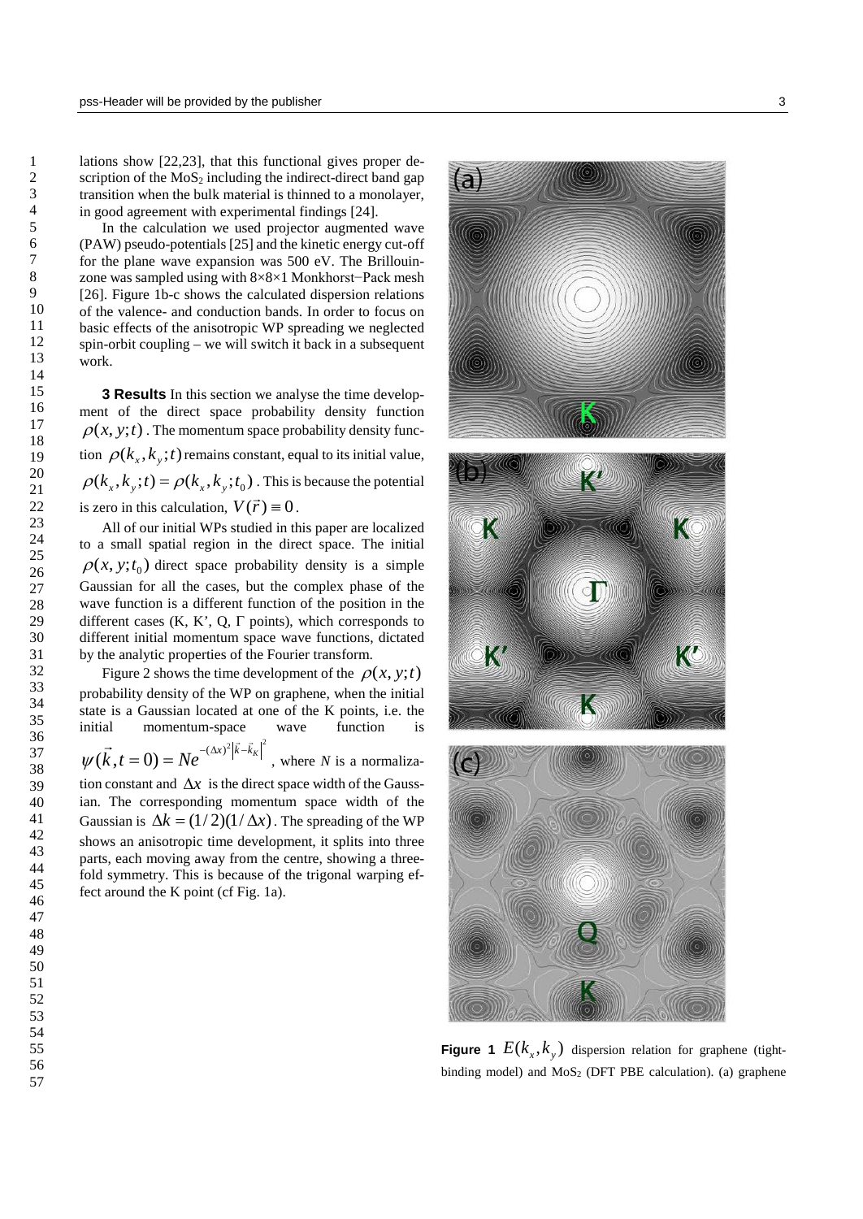lations show [22,23], that this functional gives proper description of the $MoS_2$ including the indirect-direct band gap transition when the bulk material is thinned to a monolayer, in good agreement with experimental findings [24].

In the calculation we used projector augmented wave (PAW) pseudo-potentials [25] and the kinetic energy cut-off for the plane wave expansion was 500 eV. The Brillouin-zone was sampled using with 8×8×1 Monkhorst−Pack mesh [26]. Figure 1b-c shows the calculated dispersion relations of the valence- and conduction bands. In order to focus on basic effects of the anisotropic WP spreading we neglected spin-orbit coupling – we will switch it back in a subsequent work.

**3 Results** In this section we analyse the time development of the direct space probability density function $\rho(x,y;t)$. The momentum space probability density function $\rho(k_x,k_y;t)$ remains constant, equal to its initial value, $\rho(k_x,k_y;t)=\rho(k_x,k_y;t_0)$. This is because the potential is zero in this calculation, $V(\vec{r})\equiv 0$.

All of our initial WPs studied in this paper are localized to a small spatial region in the direct space. The initial $\rho(x,y;t_0)$ direct space probability density is a simple Gaussian for all the cases, but the complex phase of the wave function is a different function of the position in the different cases (K, K', Q, Γ points), which corresponds to different initial momentum space wave functions, dictated by the analytic properties of the Fourier transform.

Figure 2 shows the time development of the $\rho(x,y;t)$ probability density of the WP on graphene, when the initial state is a Gaussian located at one of the K points, i.e. the initial momentum-space wave function is $\psi(\vec{k},t=0)=Ne^{-(\Delta x)^2\left|\vec{k}-\vec{k}_K\right|^2}$, where *N* is a normalization constant and $\Delta x$ is the direct space width of the Gaussian. The corresponding momentum space width of the Gaussian is $\Delta k=(1/2)(1/\Delta x)$. The spreading of the WP shows an anisotropic time development, it splits into three parts, each moving away from the centre, showing a three-fold symmetry. This is because of the trigonal warping effect around the K point (cf Fig. 1a).

**Figure 1** $E(k_x,k_y)$ dispersion relation for graphene (tight-binding model) and $MoS_2$ (DFT PBE calculation). (a) graphene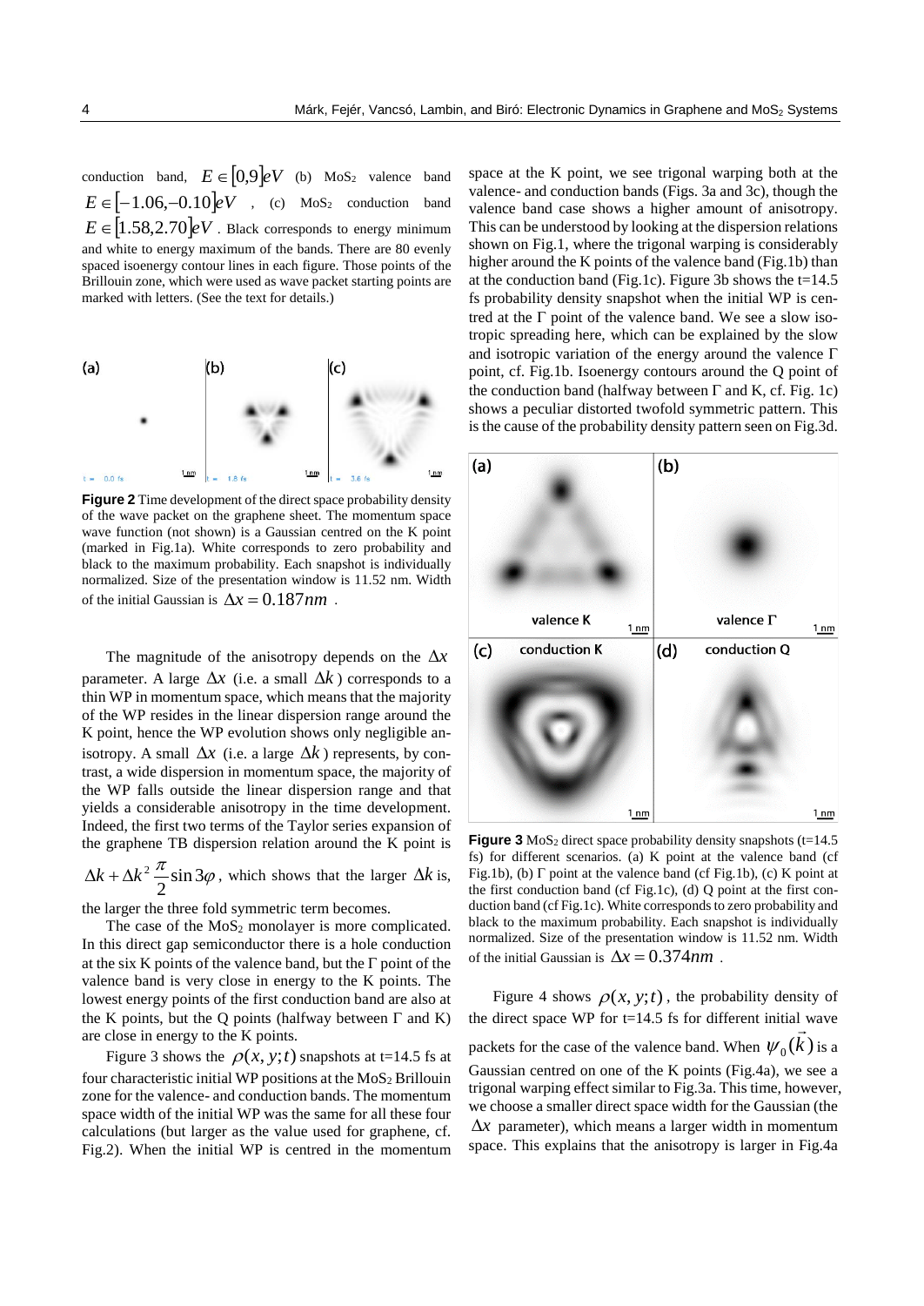conduction band, $E \in [0,9]eV$ (b) $MoS_2$ valence band $E \in [-1.06,-0.10]eV$ , (c) $MoS_2$ conduction band $E \in [1.58,2.70]eV$ . Black corresponds to energy minimum and white to energy maximum of the bands. There are 80 evenly spaced isoenergy contour lines in each figure. Those points of the Brillouin zone, which were used as wave packet starting points are marked with letters. (See the text for details.)

**Figure 2** Time development of the direct space probability density of the wave packet on the graphene sheet. The momentum space wave function (not shown) is a Gaussian centred on the K point (marked in Fig.1a). White corresponds to zero probability and black to the maximum probability. Each snapshot is individually normalized. Size of the presentation window is 11.52 nm. Width of the initial Gaussian is $\Delta x = 0.187nm$ .

The magnitude of the anisotropy depends on the $\Delta x$ parameter. A large $\Delta x$ (i.e. a small $\Delta k$ ) corresponds to a thin WP in momentum space, which means that the majority of the WP resides in the linear dispersion range around the K point, hence the WP evolution shows only negligible anisotropy. A small $\Delta x$ (i.e. a large $\Delta k$ ) represents, by contrast, a wide dispersion in momentum space, the majority of the WP falls outside the linear dispersion range and that yields a considerable anisotropy in the time development. Indeed, the first two terms of the Taylor series expansion of the graphene TB dispersion relation around the K point is $\Delta k + \Delta k^2 \frac{\pi}{2} \sin 3\varphi$ , which shows that the larger $\Delta k$ is, the larger the three fold symmetric term becomes.

The case of the $MoS_2$ monolayer is more complicated. In this direct gap semiconductor there is a hole conduction at the six K points of the valence band, but the Γ point of the valence band is very close in energy to the K points. The lowest energy points of the first conduction band are also at the K points, but the Q points (halfway between Γ and K) are close in energy to the K points.

Figure 3 shows the $\rho(x, y; t)$ snapshots at t=14.5 fs at four characteristic initial WP positions at the $MoS_2$ Brillouin zone for the valence- and conduction bands. The momentum space width of the initial WP was the same for all these four calculations (but larger as the value used for graphene, cf. Fig.2). When the initial WP is centred in the momentum space at the K point, we see trigonal warping both at the valence- and conduction bands (Figs. 3a and 3c), though the valence band case shows a higher amount of anisotropy. This can be understood by looking at the dispersion relations shown on Fig.1, where the trigonal warping is considerably higher around the K points of the valence band (Fig.1b) than at the conduction band (Fig.1c). Figure 3b shows the t=14.5 fs probability density snapshot when the initial WP is centred at the Γ point of the valence band. We see a slow isotropic spreading here, which can be explained by the slow and isotropic variation of the energy around the valence Γ point, cf. Fig.1b. Isoenergy contours around the Q point of the conduction band (halfway between Γ and K, cf. Fig. 1c) shows a peculiar distorted twofold symmetric pattern. This is the cause of the probability density pattern seen on Fig.3d.

**Figure 3** $MoS_2$ direct space probability density snapshots (t=14.5 fs) for different scenarios. (a) K point at the valence band (cf Fig.1b), (b) Γ point at the valence band (cf Fig.1b), (c) K point at the first conduction band (cf Fig.1c), (d) Q point at the first conduction band (cf Fig.1c). White corresponds to zero probability and black to the maximum probability. Each snapshot is individually normalized. Size of the presentation window is 11.52 nm. Width of the initial Gaussian is $\Delta x = 0.374nm$ .

Figure 4 shows $\rho(x, y; t)$ , the probability density of the direct space WP for t=14.5 fs for different initial wave packets for the case of the valence band. When $\psi_0(\vec{k})$ is a Gaussian centred on one of the K points (Fig.4a), we see a trigonal warping effect similar to Fig.3a. This time, however, we choose a smaller direct space width for the Gaussian (the $\Delta x$ parameter), which means a larger width in momentum space. This explains that the anisotropy is larger in Fig.4a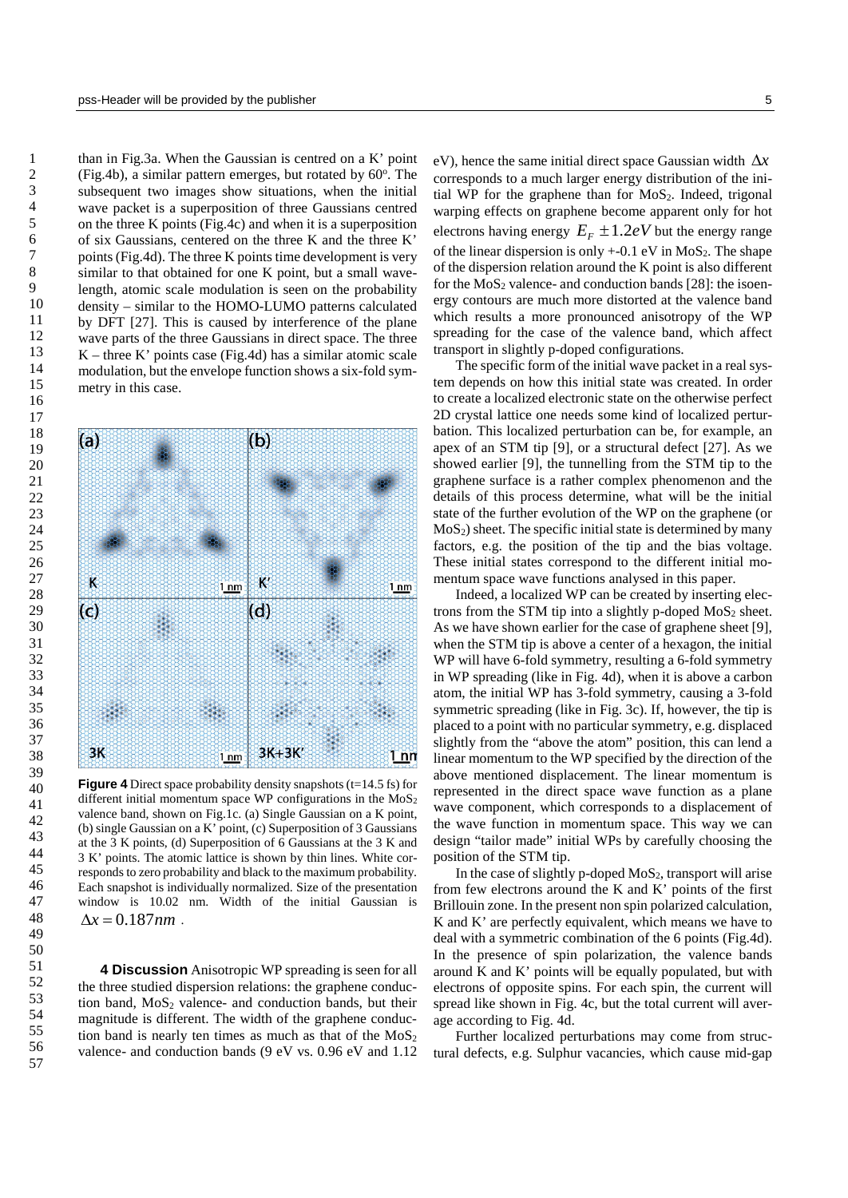than in Fig.3a. When the Gaussian is centred on a K' point (Fig.4b), a similar pattern emerges, but rotated by 60°. The subsequent two images show situations, when the initial wave packet is a superposition of three Gaussians centred on the three K points (Fig.4c) and when it is a superposition of six Gaussians, centered on the three K and the three K' points (Fig.4d). The three K points time development is very similar to that obtained for one K point, but a small wavelength, atomic scale modulation is seen on the probability density – similar to the HOMO-LUMO patterns calculated by DFT [27]. This is caused by interference of the plane wave parts of the three Gaussians in direct space. The three K – three K' points case (Fig.4d) has a similar atomic scale modulation, but the envelope function shows a six-fold symmetry in this case.

**Figure 4** Direct space probability density snapshots (t=14.5 fs) for different initial momentum space WP configurations in the $MoS_2$ valence band, shown on Fig.1c. (a) Single Gaussian on a K point, (b) single Gaussian on a K' point, (c) Superposition of 3 Gaussians at the 3 K points, (d) Superposition of 6 Gaussians at the 3 K and 3 K' points. The atomic lattice is shown by thin lines. White corresponds to zero probability and black to the maximum probability. Each snapshot is individually normalized. Size of the presentation window is 10.02 nm. Width of the initial Gaussian is $\Delta x = 0.187nm$ .

**4 Discussion** Anisotropic WP spreading is seen for all the three studied dispersion relations: the graphene conduction band, $MoS_2$ valence- and conduction bands, but their magnitude is different. The width of the graphene conduction band is nearly ten times as much as that of the $MoS_2$ valence- and conduction bands (9 eV vs. 0.96 eV and 1.12 eV), hence the same initial direct space Gaussian width $\Delta x$ corresponds to a much larger energy distribution of the initial WP for the graphene than for $MoS_2$. Indeed, trigonal warping effects on graphene become apparent only for hot electrons having energy $E_F \pm 1.2eV$ but the energy range of the linear dispersion is only +-0.1 eV in $MoS_2$. The shape of the dispersion relation around the K point is also different for the $MoS_2$ valence- and conduction bands [28]: the isoenergy contours are much more distorted at the valence band which results a more pronounced anisotropy of the WP spreading for the case of the valence band, which affect transport in slightly p-doped configurations.

The specific form of the initial wave packet in a real system depends on how this initial state was created. In order to create a localized electronic state on the otherwise perfect 2D crystal lattice one needs some kind of localized perturbation. This localized perturbation can be, for example, an apex of an STM tip [9], or a structural defect [27]. As we showed earlier [9], the tunnelling from the STM tip to the graphene surface is a rather complex phenomenon and the details of this process determine, what will be the initial state of the further evolution of the WP on the graphene (or $MoS_2$) sheet. The specific initial state is determined by many factors, e.g. the position of the tip and the bias voltage. These initial states correspond to the different initial momentum space wave functions analysed in this paper.

Indeed, a localized WP can be created by inserting electrons from the STM tip into a slightly p-doped $MoS_2$ sheet. As we have shown earlier for the case of graphene sheet [9], when the STM tip is above a center of a hexagon, the initial WP will have 6-fold symmetry, resulting a 6-fold symmetry in WP spreading (like in Fig. 4d), when it is above a carbon atom, the initial WP has 3-fold symmetry, causing a 3-fold symmetric spreading (like in Fig. 3c). If, however, the tip is placed to a point with no particular symmetry, e.g. displaced slightly from the "above the atom" position, this can lend a linear momentum to the WP specified by the direction of the above mentioned displacement. The linear momentum is represented in the direct space wave function as a plane wave component, which corresponds to a displacement of the wave function in momentum space. This way we can design "tailor made" initial WPs by carefully choosing the position of the STM tip.

In the case of slightly p-doped $MoS_2$, transport will arise from few electrons around the K and K' points of the first Brillouin zone. In the present non spin polarized calculation, K and K' are perfectly equivalent, which means we have to deal with a symmetric combination of the 6 points (Fig.4d). In the presence of spin polarization, the valence bands around K and K' points will be equally populated, but with electrons of opposite spins. For each spin, the current will spread like shown in Fig. 4c, but the total current will average according to Fig. 4d.

Further localized perturbations may come from structural defects, e.g. Sulphur vacancies, which cause mid-gap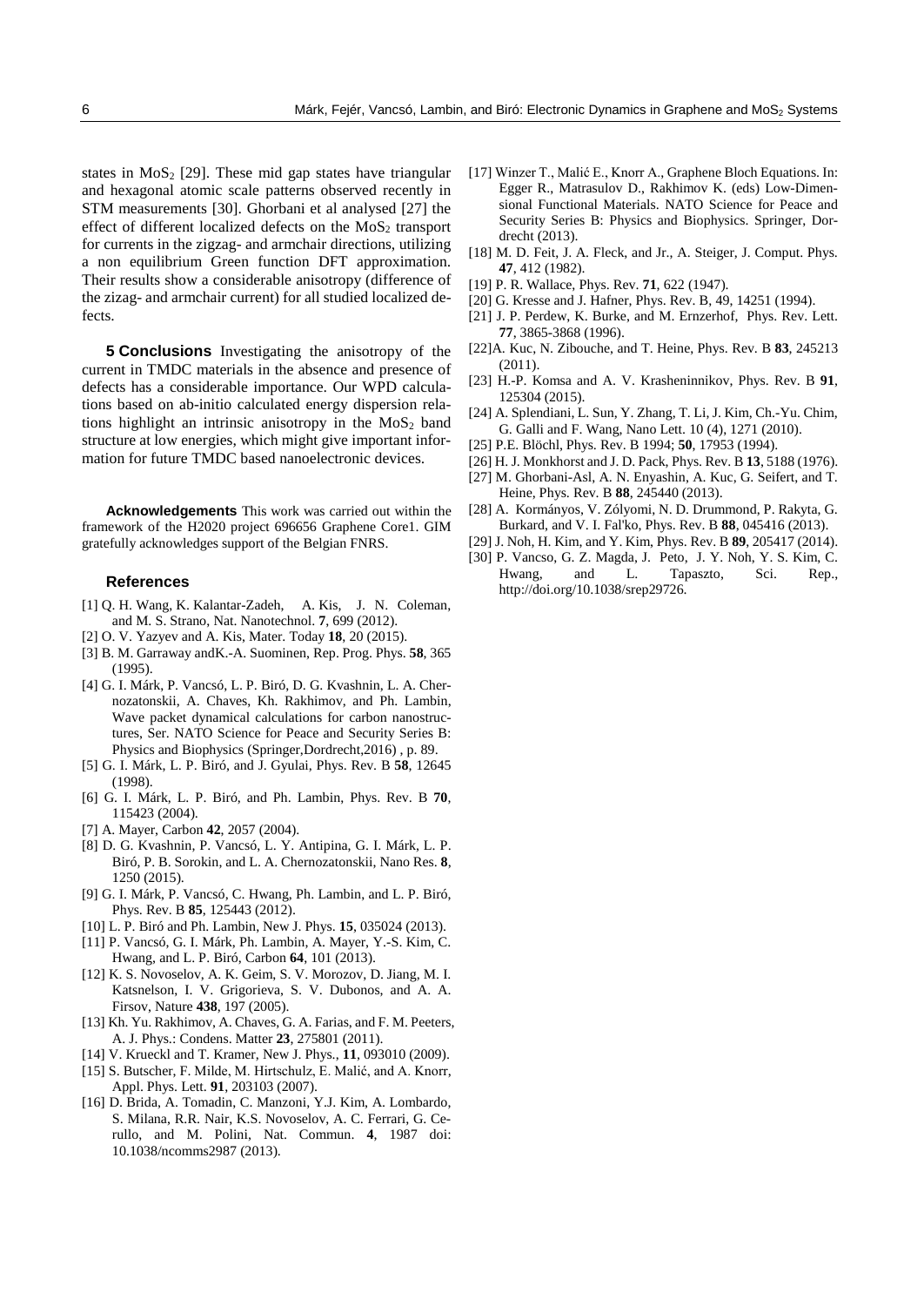states in $MoS_2$ [29]. These mid gap states have triangular and hexagonal atomic scale patterns observed recently in STM measurements [30]. Ghorbani et al analysed [27] the effect of different localized defects on the $MoS_2$ transport for currents in the zigzag- and armchair directions, utilizing a non equilibrium Green function DFT approximation. Their results show a considerable anisotropy (difference of the zizag- and armchair current) for all studied localized defects.

**5 Conclusions** Investigating the anisotropy of the current in TMDC materials in the absence and presence of defects has a considerable importance. Our WPD calculations based on ab-initio calculated energy dispersion relations highlight an intrinsic anisotropy in the $MoS_2$ band structure at low energies, which might give important information for future TMDC based nanoelectronic devices.

**Acknowledgements** This work was carried out within the framework of the H2020 project 696656 Graphene Core1. GIM gratefully acknowledges support of the Belgian FNRS.

## References

[1] Q. H. Wang, K. Kalantar-Zadeh, A. Kis, J. N. Coleman, and M. S. Strano, Nat. Nanotechnol. **7**, 699 (2012).

[2] O. V. Yazyev and A. Kis, Mater. Today **18**, 20 (2015).

[3] B. M. Garraway andK.-A. Suominen, Rep. Prog. Phys. **58**, 365 (1995).

[4] G. I. Márk, P. Vancsó, L. P. Biró, D. G. Kvashnin, L. A. Chernozatonskii, A. Chaves, Kh. Rakhimov, and Ph. Lambin, Wave packet dynamical calculations for carbon nanostructures, Ser. NATO Science for Peace and Security Series B: Physics and Biophysics (Springer,Dordrecht,2016) , p. 89.

[5] G. I. Márk, L. P. Biró, and J. Gyulai, Phys. Rev. B **58**, 12645 (1998).

[6] G. I. Márk, L. P. Biró, and Ph. Lambin, Phys. Rev. B **70**, 115423 (2004).

[7] A. Mayer, Carbon **42**, 2057 (2004).

[8] D. G. Kvashnin, P. Vancsó, L. Y. Antipina, G. I. Márk, L. P. Biró, P. B. Sorokin, and L. A. Chernozatonskii, Nano Res. **8**, 1250 (2015).

[9] G. I. Márk, P. Vancsó, C. Hwang, Ph. Lambin, and L. P. Biró, Phys. Rev. B **85**, 125443 (2012).

[10] L. P. Biró and Ph. Lambin, New J. Phys. **15**, 035024 (2013).

[11] P. Vancsó, G. I. Márk, Ph. Lambin, A. Mayer, Y.-S. Kim, C. Hwang, and L. P. Biró, Carbon **64**, 101 (2013).

[12] K. S. Novoselov, A. K. Geim, S. V. Morozov, D. Jiang, M. I. Katsnelson, I. V. Grigorieva, S. V. Dubonos, and A. A. Firsov, Nature **438**, 197 (2005).

[13] Kh. Yu. Rakhimov, A. Chaves, G. A. Farias, and F. M. Peeters, A. J. Phys.: Condens. Matter **23**, 275801 (2011).

[14] V. Krueckl and T. Kramer, New J. Phys., **11**, 093010 (2009).

[15] S. Butscher, F. Milde, M. Hirtschulz, E. Malić, and A. Knorr, Appl. Phys. Lett. **91**, 203103 (2007).

[16] D. Brida, A. Tomadin, C. Manzoni, Y.J. Kim, A. Lombardo, S. Milana, R.R. Nair, K.S. Novoselov, A. C. Ferrari, G. Cerullo, and M. Polini, Nat. Commun. **4**, 1987 doi: 10.1038/ncomms2987 (2013).

[17] Winzer T., Malić E., Knorr A., Graphene Bloch Equations. In: Egger R., Matrasulov D., Rakhimov K. (eds) Low-Dimensional Functional Materials. NATO Science for Peace and Security Series B: Physics and Biophysics. Springer, Dordrecht (2013).

[18] M. D. Feit, J. A. Fleck, and Jr., A. Steiger, J. Comput. Phys. **47**, 412 (1982).

[19] P. R. Wallace, Phys. Rev. **71**, 622 (1947).

[20] G. Kresse and J. Hafner, Phys. Rev. B, 49, 14251 (1994).

[21] J. P. Perdew, K. Burke, and M. Ernzerhof, Phys. Rev. Lett. **77**, 3865-3868 (1996).

[22]A. Kuc, N. Zibouche, and T. Heine, Phys. Rev. B **83**, 245213 (2011).

[23] H.-P. Komsa and A. V. Krasheninnikov, Phys. Rev. B **91**, 125304 (2015).

[24] A. Splendiani, L. Sun, Y. Zhang, T. Li, J. Kim, Ch.-Yu. Chim, G. Galli and F. Wang, Nano Lett. 10 (4), 1271 (2010).

[25] P.E. Blöchl, Phys. Rev. B 1994; **50**, 17953 (1994).

[26] H. J. Monkhorst and J. D. Pack, Phys. Rev. B **13**, 5188 (1976).

[27] M. Ghorbani-Asl, A. N. Enyashin, A. Kuc, G. Seifert, and T. Heine, Phys. Rev. B **88**, 245440 (2013).

[28] A. Kormányos, V. Zólyomi, N. D. Drummond, P. Rakyta, G. Burkard, and V. I. Fal'ko, Phys. Rev. B **88**, 045416 (2013).

[29] J. Noh, H. Kim, and Y. Kim, Phys. Rev. B **89**, 205417 (2014).

[30] P. Vancso, G. Z. Magda, J. Peto, J. Y. Noh, Y. S. Kim, C. Hwang, and L. Tapaszto, Sci. Rep., http://doi.org/10.1038/srep29726.